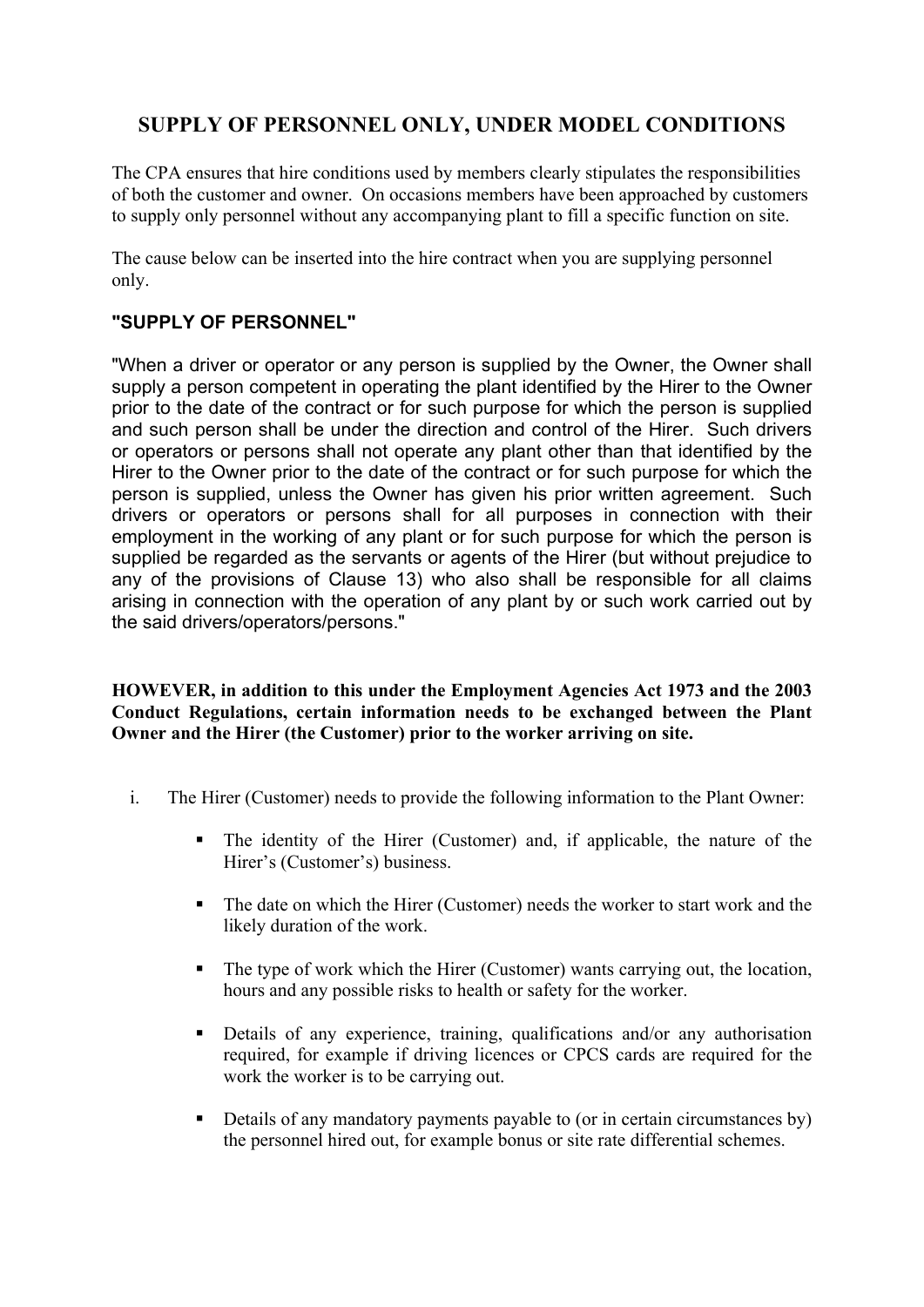# SUPPLY OF PERSONNEL ONLY, UNDER MODEL CONDITIONS

The CPA ensures that hire conditions used by members clearly stipulates the responsibilities of both the customer and owner. On occasions members have been approached by customers to supply only personnel without any accompanying plant to fill a specific function on site.

The cause below can be inserted into the hire contract when you are supplying personnel only.

### "SUPPLY OF PERSONNEL"

"When a driver or operator or any person is supplied by the Owner, the Owner shall supply a person competent in operating the plant identified by the Hirer to the Owner prior to the date of the contract or for such purpose for which the person is supplied and such person shall be under the direction and control of the Hirer. Such drivers or operators or persons shall not operate any plant other than that identified by the Hirer to the Owner prior to the date of the contract or for such purpose for which the person is supplied, unless the Owner has given his prior written agreement. Such drivers or operators or persons shall for all purposes in connection with their employment in the working of any plant or for such purpose for which the person is supplied be regarded as the servants or agents of the Hirer (but without prejudice to any of the provisions of Clause 13) who also shall be responsible for all claims arising in connection with the operation of any plant by or such work carried out by the said drivers/operators/persons."

**HOWEVER, in addition to this under the Employment Agencies Act 1973 and the 2003 Conduct Regulations, certain information needs to be exchanged between the Plant Owner and the Hirer (the Customer) prior to the worker arriving on site.**

i. The Hirer (Customer) needs to provide the following information to the Plant Owner:

   - The identity of the Hirer (Customer) and, if applicable, the nature of the Hirer's (Customer's) business.
   - The date on which the Hirer (Customer) needs the worker to start work and the likely duration of the work.
   - The type of work which the Hirer (Customer) wants carrying out, the location, hours and any possible risks to health or safety for the worker.
   - Details of any experience, training, qualifications and/or any authorisation required, for example if driving licences or CPCS cards are required for the work the worker is to be carrying out.
   - Details of any mandatory payments payable to (or in certain circumstances by) the personnel hired out, for example bonus or site rate differential schemes.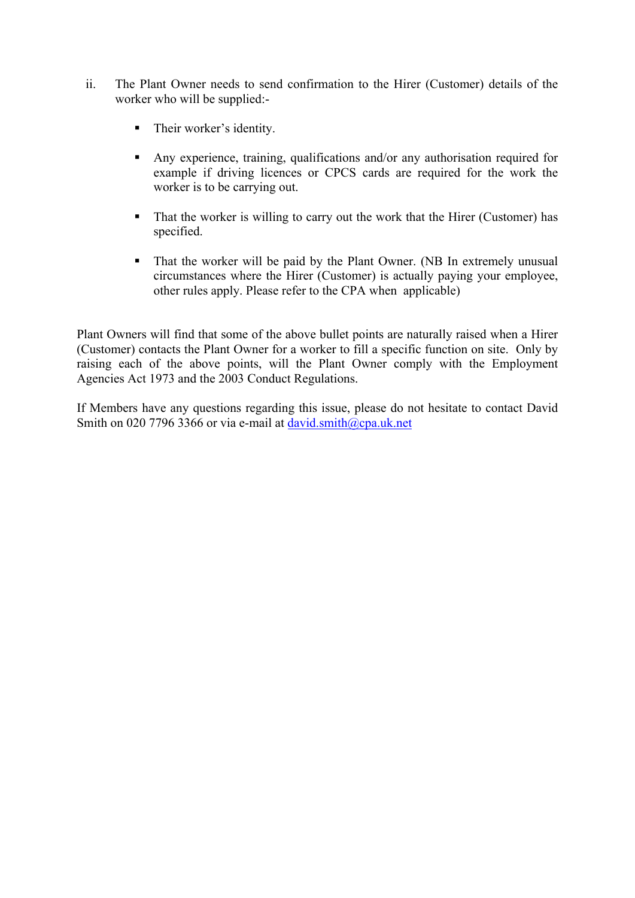ii. The Plant Owner needs to send confirmation to the Hirer (Customer) details of the worker who will be supplied:-

   - Their worker's identity.

   - Any experience, training, qualifications and/or any authorisation required for example if driving licences or CPCS cards are required for the work the worker is to be carrying out.

   - That the worker is willing to carry out the work that the Hirer (Customer) has specified.

   - That the worker will be paid by the Plant Owner. (NB In extremely unusual circumstances where the Hirer (Customer) is actually paying your employee, other rules apply. Please refer to the CPA when applicable)

Plant Owners will find that some of the above bullet points are naturally raised when a Hirer (Customer) contacts the Plant Owner for a worker to fill a specific function on site. Only by raising each of the above points, will the Plant Owner comply with the Employment Agencies Act 1973 and the 2003 Conduct Regulations.

If Members have any questions regarding this issue, please do not hesitate to contact David Smith on 020 7796 3366 or via e-mail at david.smith@cpa.uk.net